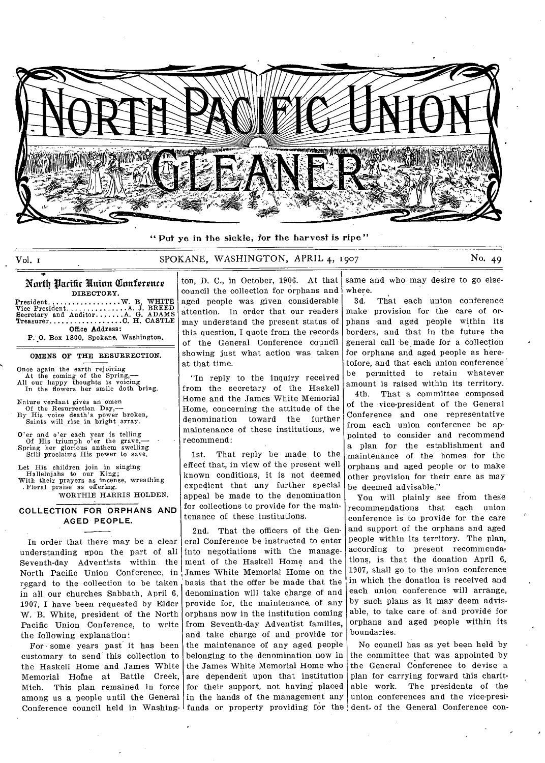# NORTH PACIFIC UNION GLEANER

"Put ye in the sickle, for the harvest is ripe"

Vol. I — SPOKANE, WASHINGTON, APRIL 4, 1907 — No. 49

## North Pacific Union Conference

DIRECTORY.

President.................. W. B. WHITE
Vice President............... A. J. BREED
Secretary and Auditor....... A. G. ADAMS
Treasurer.................. C. H. CASTLE

Office Address:
P. O. Box 1800, Spokane, Washington.

### OMENS OF THE RESURRECTION.

Once again the earth rejoicing
At the coming of the Spring,—
All our happy thoughts is voicing
In the flowers her smile doth bring.

Nature verdant gives an omen
Of the Resurrection Day,—
By His voice death's power broken,
Saints will rise in bright array.

O'er and o'er each year is telling
Of His triumph o'er the grave,—
Spring her glorious anthem swelling
Still proclaims His power to save.

Let His children join in singing
Hallelujahs to our King;
With their prayers as incense, wreathing
Floral praise as offering.

WORTHIE HARRIS HOLDEN.

### COLLECTION FOR ORPHANS AND AGED PEOPLE.

In order that there may be a clear understanding upon the part of all Seventh-day Adventists within the North Pacific Union Conference, in regard to the collection to be taken in all our churches Sabbath, April 6, 1907, I have been requested by Elder W. B. White, president of the North Pacific Union Conference, to write the following explanation:

For some years past it has been customary to send this collection to the Haskell Home and James White Memorial Home at Battle Creek, Mich. This plan remained in force among us a people until the General Conference council held in Washington, D. C., in October, 1906. At that council the collection for orphans and aged people was given considerable attention. In order that our readers may understand the present status of this question, I quote from the records of the General Conference council showing just what action was taken at that time.

"In reply to the inquiry received from the secretary of the Haskell Home and the James White Memorial Home, concerning the attitude of the denomination toward the further maintenance of these institutions, we recommend:

1st. That reply be made to the effect that, in view of the present well known conditions, it is not deemed expedient that any further special appeal be made to the denomination for collections to provide for the maintenance of these institutions.

2nd. That the officers of the General Conference be instructed to enter into negotiations with the management of the Haskell Home and the James White Memorial Home on the basis that the offer be made that the denomination will take charge of and provide for, the maintenance of any orphans now in the institution coming from Seventh-day Adventist families, and take charge of and provide for the maintenance of any aged people belonging to the denomination now in the James White Memorial Home who are dependent upon that institution for their support, not having placed in the hands of the management any funds or property providing for the same and who may desire to go elsewhere.

3d. That each union conference make provision for the care of orphans and aged people within its borders, and that in the future the general call be made for a collection for orphans and aged people as heretofore, and that each union conference be permitted to retain whatever amount is raised within its territory.

4th. That a committee composed of the vice-president of the General Conference and one representative from each union conference be appointed to consider and recommend a plan for the establishment and maintenance of the homes for the orphans and aged people or to make other provision for their care as may be deemed advisable."

You will plainly see from these recommendations that each union conference is to provide for the care and support of the orphans and aged people within its territory. The plan, according to present recommendations, is that the donation April 6, 1907, shall go to the union conference in which the donation is received and each union conference will arrange, by such plans as it may deem advisable, to take care of and provide for orphans and aged people within its boundaries.

No council has as yet been held by the committee that was appointed by the General Conference to devise a plan for carrying forward this charitable work. The presidents of the union conferences and the vice-president of the General Conference con-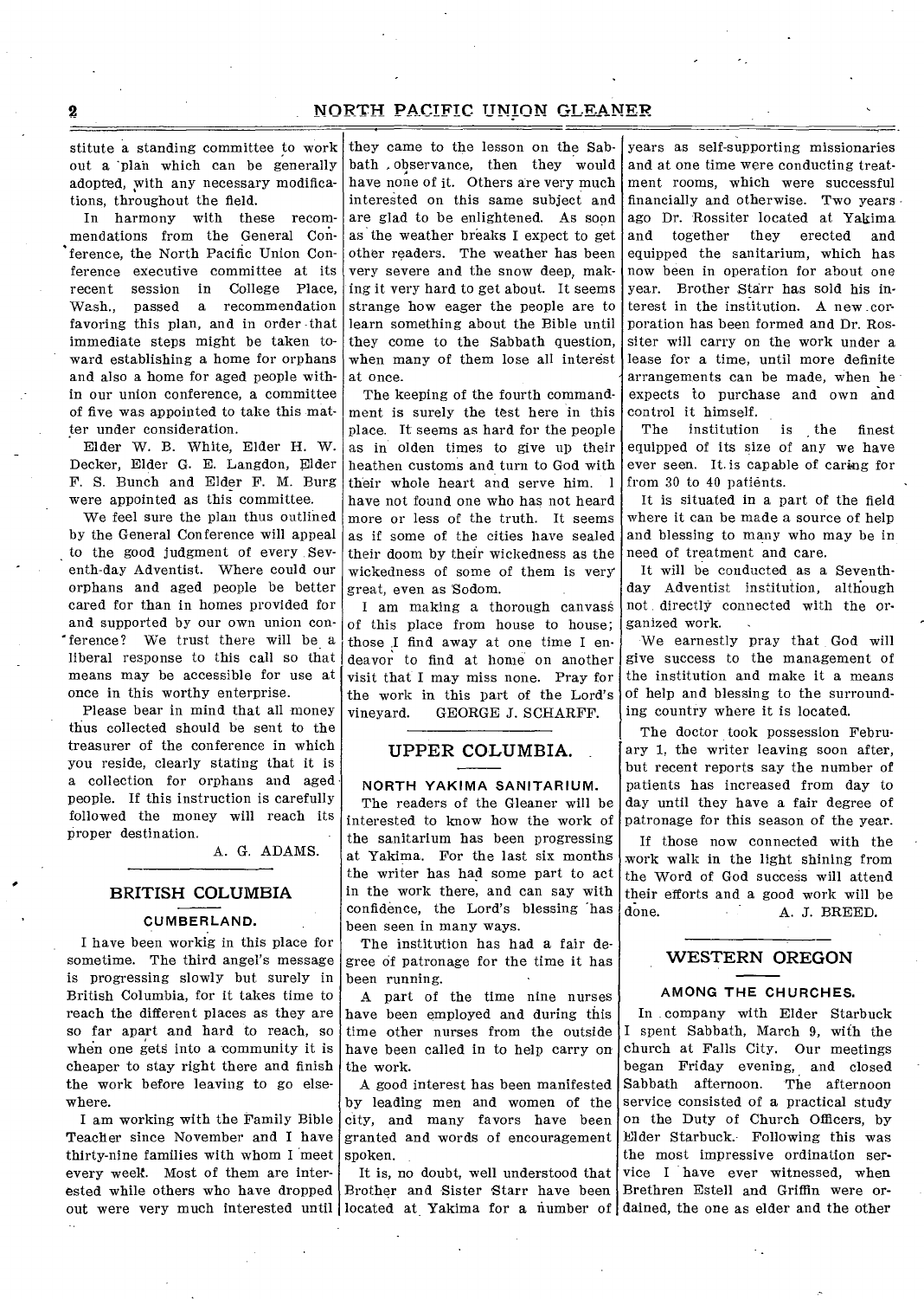stitute a standing committee to work out a plan which can be generally adopted, with any necessary modifications, throughout the field.

In harmony with these recommendations from the General Conference, the North Pacific Union Conference executive committee at its recent session in College Place, Wash., passed a recommendation favoring this plan, and in order that immediate steps might be taken toward establishing a home for orphans and also a home for aged people within our union conference, a committee of five was appointed to take this matter under consideration.

Elder W. B. White, Elder H. W. Decker, Elder G. E. Langdon, Elder F. S. Bunch and Elder F. M. Burg were appointed as this committee.

We feel sure the plan thus outlined by the General Conference will appeal to the good judgment of every Seventh-day Adventist. Where could our orphans and aged people be better cared for than in homes provided for and supported by our own union conference? We trust there will be a liberal response to this call so that means may be accessible for use at once in this worthy enterprise.

Please bear in mind that all money thus collected should be sent to the treasurer of the conference in which you reside, clearly stating that it is a collection for orphans and aged people. If this instruction is carefully followed the money will reach its proper destination.

A. G. ADAMS.

## BRITISH COLUMBIA

### CUMBERLAND.

I have been workig in this place for sometime. The third angel's message is progressing slowly but surely in British Columbia, for it takes time to reach the different places as they are so far apart and hard to reach, so when one gets into a community it is cheaper to stay right there and finish the work before leaving to go elsewhere.

I am working with the Family Bible Teacher since November and I have thirty-nine families with whom I meet every week. Most of them are interested while others who have dropped out were very much interested until they came to the lesson on the Sabbath observance, then they would have none of it. Others are very much interested on this same subject and are glad to be enlightened. As soon as the weather breaks I expect to get other readers. The weather has been very severe and the snow deep, making it very hard to get about. It seems strange how eager the people are to learn something about the Bible until they come to the Sabbath question, when many of them lose all interest at once.

The keeping of the fourth commandment is surely the test here in this place. It seems as hard for the people as in olden times to give up their heathen customs and turn to God with their whole heart and serve him. I have not found one who has not heard more or less of the truth. It seems as if some of the cities have sealed their doom by their wickedness as the wickedness of some of them is very great, even as Sodom.

I am making a thorough canvass of this place from house to house; those I find away at one time I endeavor to find at home on another visit that I may miss none. Pray for the work in this part of the Lord's vineyard. GEORGE J. SCHARFF.

## UPPER COLUMBIA.

### NORTH YAKIMA SANITARIUM.

The readers of the Gleaner will be interested to know how the work of the sanitarium has been progressing at Yakima. For the last six months the writer has had some part to act in the work there, and can say with confidence, the Lord's blessing has been seen in many ways.

The institution has had a fair degree of patronage for the time it has been running.

A part of the time nine nurses have been employed and during this time other nurses from the outside have been called in to help carry on the work.

A good interest has been manifested by leading men and women of the city, and many favors have been granted and words of encouragement spoken.

It is, no doubt, well understood that Brother and Sister Starr have been located at Yakima for a number of years as self-supporting missionaries and at one time were conducting treatment rooms, which were successful financially and otherwise. Two years ago Dr. Rossiter located at Yakima and together they erected and equipped the sanitarium, which has now been in operation for about one year. Brother Starr has sold his interest in the institution. A new corporation has been formed and Dr. Rossiter will carry on the work under a lease for a time, until more definite arrangements can be made, when he expects to purchase and own and control it himself.

The institution is the finest equipped of its size of any we have ever seen. It is capable of caring for from 30 to 40 patients.

It is situated in a part of the field where it can be made a source of help and blessing to many who may be in need of treatment and care.

It will be conducted as a Seventh-day Adventist institution, although not directly connected with the organized work.

We earnestly pray that God will give success to the management of the institution and make it a means of help and blessing to the surrounding country where it is located.

The doctor took possession February 1, the writer leaving soon after, but recent reports say the number of patients has increased from day to day until they have a fair degree of patronage for this season of the year.

If those now connected with the work walk in the light shining from the Word of God success will attend their efforts and a good work will be done. A. J. BREED.

## WESTERN OREGON

### AMONG THE CHURCHES.

In company with Elder Starbuck I spent Sabbath, March 9, with the church at Falls City. Our meetings began Friday evening, and closed Sabbath afternoon. The afternoon service consisted of a practical study on the Duty of Church Officers, by Elder Starbuck. Following this was the most impressive ordination service I have ever witnessed, when Brethren Estell and Griffin were ordained, the one as elder and the other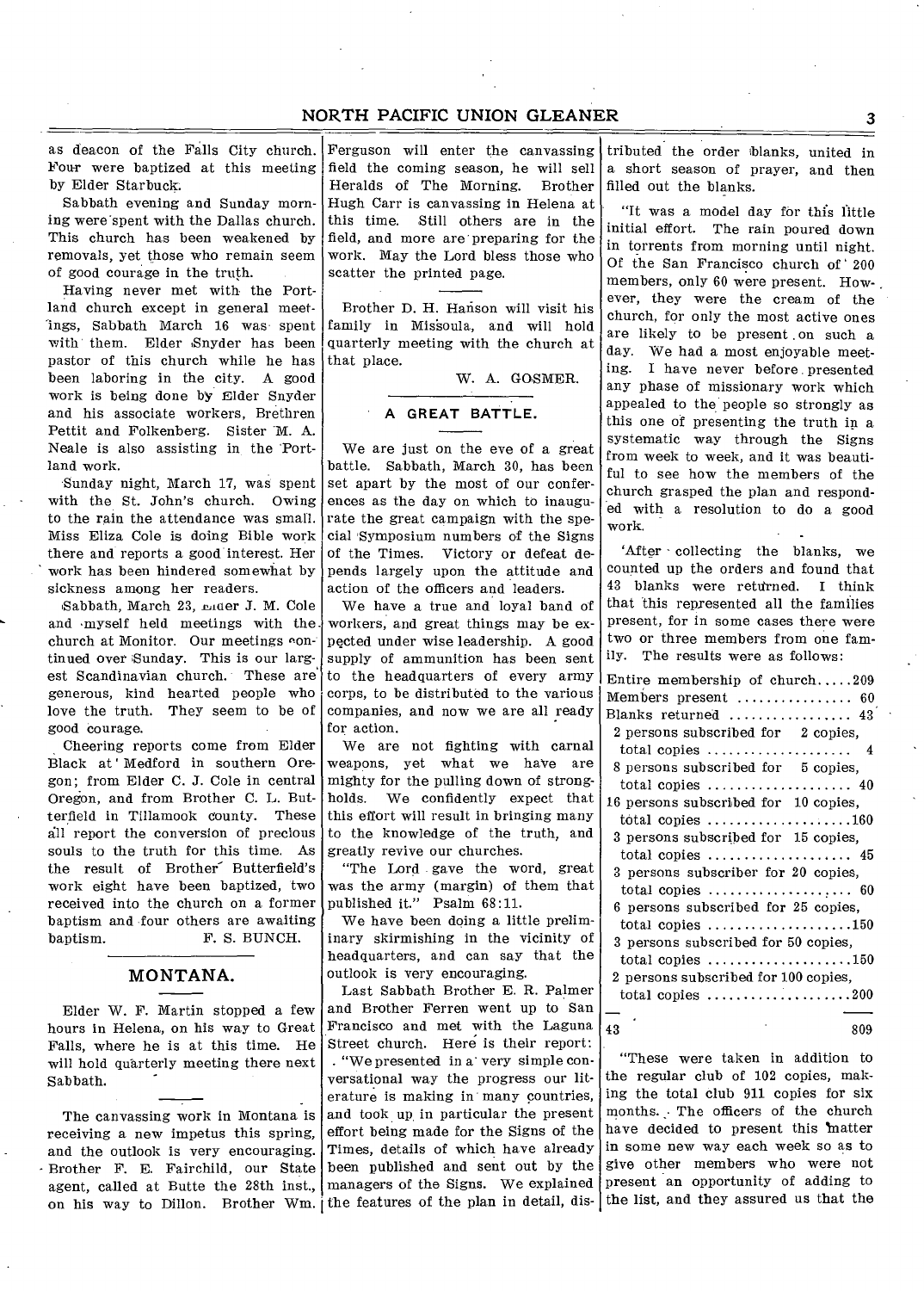as deacon of the Falls City church. Four were baptized at this meeting by Elder Starbuck.

Sabbath evening and Sunday morning were spent with the Dallas church. This church has been weakened by removals, yet those who remain seem of good courage in the truth.

Having never met with the Portland church except in general meetings, Sabbath March 16 was spent with them. Elder Snyder has been pastor of this church while he has been laboring in the city. A good work is being done by Elder Snyder and his associate workers, Brethren Pettit and Folkenberg. Sister M. A. Neale is also assisting in the Portland work.

Sunday night, March 17, was spent with the St. John's church. Owing to the rain the attendance was small. Miss Eliza Cole is doing Bible work there and reports a good interest. Her work has been hindered somewhat by sickness among her readers.

Sabbath, March 23, Elder J. M. Cole and myself held meetings with the church at Monitor. Our meetings continued over Sunday. This is our largest Scandinavian church. These are generous, kind hearted people who love the truth. They seem to be of good courage.

Cheering reports come from Elder Black at Medford in southern Oregon; from Elder C. J. Cole in central Oregon, and from Brother C. L. Butterfield in Tillamook county. These all report the conversion of precious souls to the truth for this time. As the result of Brother Butterfield's work eight have been baptized, two received into the church on a former baptism and four others are awaiting baptism.

F. S. BUNCH.

## MONTANA.

Elder W. F. Martin stopped a few hours in Helena, on his way to Great Falls, where he is at this time. He will hold quarterly meeting there next Sabbath.

The canvassing work in Montana is receiving a new impetus this spring, and the outlook is very encouraging. Brother F. E. Fairchild, our State agent, called at Butte the 28th inst., on his way to Dillon. Brother Wm. Ferguson will enter the canvassing field the coming season, he will sell Heralds of The Morning. Brother Hugh Carr is canvassing in Helena at this time. Still others are in the field, and more are preparing for the work. May the Lord bless those who scatter the printed page.

Brother D. H. Hanson will visit his family in Missoula, and will hold quarterly meeting with the church at that place.

W. A. GOSMER.

## A GREAT BATTLE.

We are just on the eve of a great battle. Sabbath, March 30, has been set apart by the most of our conferences as the day on which to inaugurate the great campaign with the special Symposium numbers of the Signs of the Times. Victory or defeat depends largely upon the attitude and action of the officers and leaders.

We have a true and loyal band of workers, and great things may be expected under wise leadership. A good supply of ammunition has been sent to the headquarters of every army corps, to be distributed to the various companies, and now we are all ready for action.

We are not fighting with carnal weapons, yet what we have are mighty for the pulling down of strongholds. We confidently expect that this effort will result in bringing many to the knowledge of the truth, and greatly revive our churches.

"The Lord gave the word, great was the army (margin) of them that published it." Psalm 68:11.

We have been doing a little preliminary skirmishing in the vicinity of headquarters, and can say that the outlook is very encouraging.

Last Sabbath Brother E. R. Palmer and Brother Ferren went up to San Francisco and met with the Laguna Street church. Here is their report:

"We presented in a very simple conversational way the progress our literature is making in many countries, and took up in particular the present effort being made for the Signs of the Times, details of which have already been published and sent out by the managers of the Signs. We explained the features of the plan in detail, distributed the order blanks, united in a short season of prayer, and then filled out the blanks.

"It was a model day for this little initial effort. The rain poured down in torrents from morning until night. Of the San Francisco church of 200 members, only 60 were present. However, they were the cream of the church, for only the most active ones are likely to be present on such a day. We had a most enjoyable meeting. I have never before presented any phase of missionary work which appealed to the people so strongly as this one of presenting the truth in a systematic way through the Signs from week to week, and it was beautiful to see how the members of the church grasped the plan and responded with a resolution to do a good work.

"After collecting the blanks, we counted up the orders and found that 43 blanks were returned. I think that this represented all the families present, for in some cases there were two or three members from one family. The results were as follows:

Entire membership of church.....209
Members present ................ 60
Blanks returned ................. 43
2 persons subscribed for 2 copies, total copies .................... 4
8 persons subscribed for 5 copies, total copies .................... 40
16 persons subscribed for 10 copies, total copies ....................160
3 persons subscribed for 15 copies, total copies .................... 45
3 persons subscriber for 20 copies, total copies .................... 60
6 persons subscribed for 25 copies, total copies ....................150
3 persons subscribed for 50 copies, total copies ....................150
2 persons subscribed for 100 copies, total copies ....................200

43 809

"These were taken in addition to the regular club of 102 copies, making the total club 911 copies for six months. The officers of the church have decided to present this matter in some new way each week so as to give other members who were not present an opportunity of adding to the list, and they assured us that the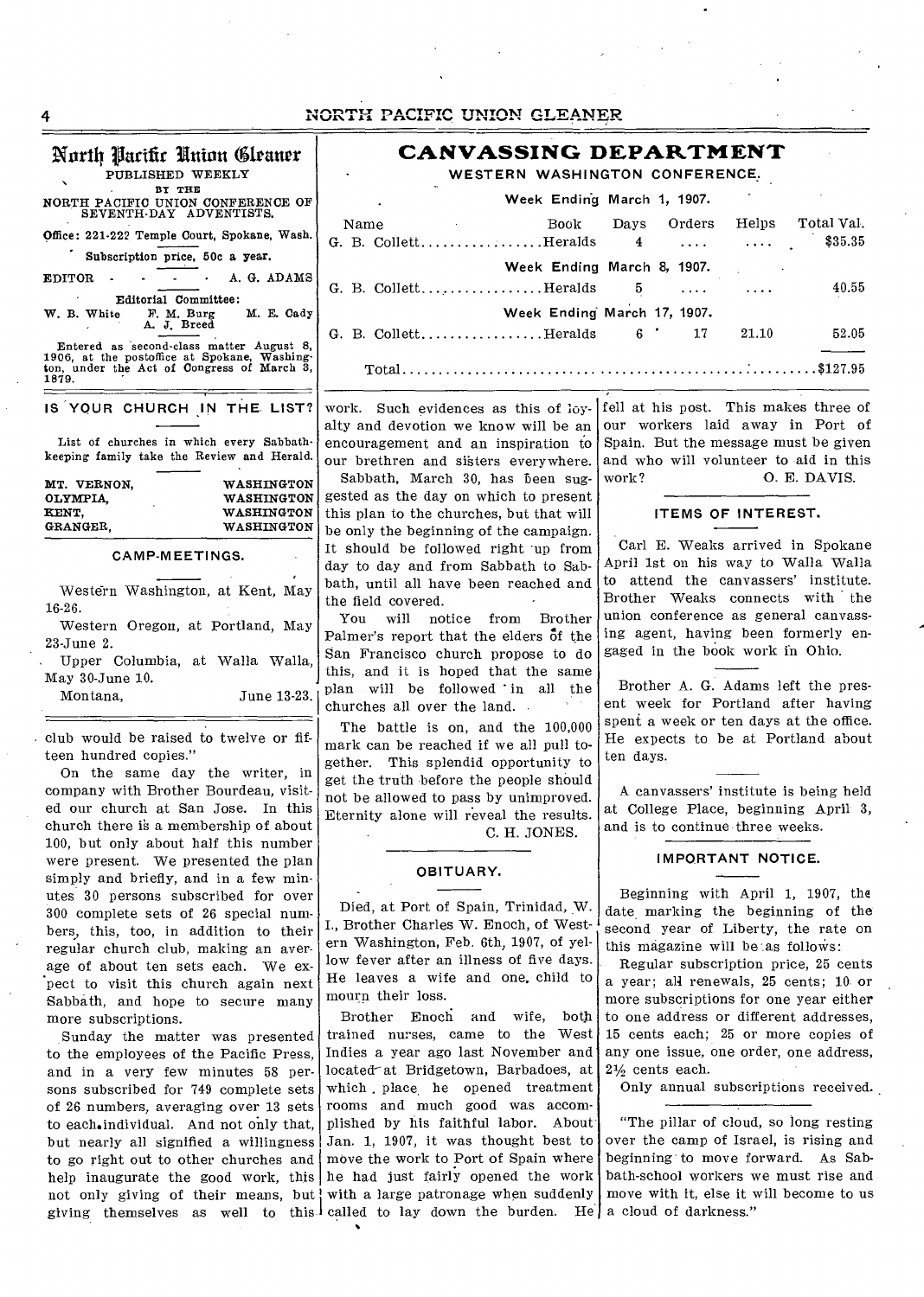# North Pacific Union Gleaner

PUBLISHED WEEKLY

BY THE

NORTH PACIFIC UNION CONFERENCE OF SEVENTH-DAY ADVENTISTS.

Office: 221-222 Temple Court, Spokane, Wash.

Subscription price, 50c a year.

EDITOR - - - - A. G. ADAMS

Editorial Committee:
W. B. White F. M. Burg M. E. Cady
A. J. Breed

Entered as second-class matter August 8, 1906, at the postoffice at Spokane, Washington, under the Act of Congress of March 3, 1879.

## IS YOUR CHURCH IN THE LIST?

List of churches in which every Sabbath-keeping family take the Review and Herald.

| | |
|---|---|
| MT. VERNON, | WASHINGTON |
| OLYMPIA, | WASHINGTON |
| KENT, | WASHINGTON |
| GRANGER, | WASHINGTON |

## CAMP-MEETINGS.

Western Washington, at Kent, May 16-26.

Western Oregon, at Portland, May 23-June 2.

Upper Columbia, at Walla Walla, May 30-June 10.

Montana, June 13-23.

club would be raised to twelve or fifteen hundred copies."

On the same day the writer, in company with Brother Bourdeau, visited our church at San Jose. In this church there is a membership of about 100, but only about half this number were present. We presented the plan simply and briefly, and in a few minutes 30 persons subscribed for over 300 complete sets of 26 special numbers, this, too, in addition to their regular church club, making an average of about ten sets each. We expect to visit this church again next Sabbath, and hope to secure many more subscriptions.

Sunday the matter was presented to the employees of the Pacific Press, and in a very few minutes 58 persons subscribed for 749 complete sets of 26 numbers, averaging over 13 sets to each individual. And not only that, but nearly all signified a willingness to go right out to other churches and help inaugurate the good work, this not only giving of their means, but giving themselves as well to this work. Such evidences as this of loyalty and devotion we know will be an encouragement and an inspiration to our brethren and sisters everywhere.

Sabbath, March 30, has been suggested as the day on which to present this plan to the churches, but that will be only the beginning of the campaign. It should be followed right up from day to day and from Sabbath to Sabbath, until all have been reached and the field covered.

You will notice from Brother Palmer's report that the elders of the San Francisco church propose to do this, and it is hoped that the same plan will be followed in all the churches all over the land.

The battle is on, and the 100,000 mark can be reached if we all pull together. This splendid opportunity to get the truth before the people should not be allowed to pass by unimproved. Eternity alone will reveal the results.

C. H. JONES.

# CANVASSING DEPARTMENT

## WESTERN WASHINGTON CONFERENCE.

| Name | Book | Days | Orders | Helps | Total Val. |
|---|---|---|---|---|---|
| Week Ending March 1, 1907. | | | | | |
| G. B. Collett | Heralds | 4 | .... | .... | $35.35 |
| Week Ending March 8, 1907. | | | | | |
| G. B. Collett | Heralds | 5 | .... | .... | 40.55 |
| Week Ending March 17, 1907. | | | | | |
| G. B. Collett | Heralds | 6 | 17 | 21.10 | 52.05 |
| Total | | | | | $127.95 |

## OBITUARY.

Died, at Port of Spain, Trinidad, W. I., Brother Charles W. Enoch, of Western Washington, Feb. 6th, 1907, of yellow fever after an illness of five days. He leaves a wife and one child to mourn their loss.

Brother Enoch and wife, both trained nurses, came to the West Indies a year ago last November and located at Bridgetown, Barbadoes, at which place he opened treatment rooms and much good was accomplished by his faithful labor. About Jan. 1, 1907, it was thought best to move the work to Port of Spain where he had just fairly opened the work with a large patronage when suddenly called to lay down the burden. He fell at his post. This makes three of our workers laid away in Port of Spain. But the message must be given and who will volunteer to aid in this work?

O. E. DAVIS.

## ITEMS OF INTEREST.

Carl E. Weaks arrived in Spokane April 1st on his way to Walla Walla to attend the canvassers' institute. Brother Weaks connects with the union conference as general canvassing agent, having been formerly engaged in the book work in Ohio.

Brother A. G. Adams left the present week for Portland after having spent a week or ten days at the office. He expects to be at Portland about ten days.

A canvassers' institute is being held at College Place, beginning April 3, and is to continue three weeks.

## IMPORTANT NOTICE.

Beginning with April 1, 1907, the date marking the beginning of the second year of Liberty, the rate on this magazine will be as follows:

Regular subscription price, 25 cents a year; all renewals, 25 cents; 10 or more subscriptions for one year either to one address or different addresses, 15 cents each; 25 or more copies of any one issue, one order, one address, 2½ cents each.

Only annual subscriptions received.

"The pillar of cloud, so long resting over the camp of Israel, is rising and beginning to move forward. As Sabbath-school workers we must rise and move with it, else it will become to us a cloud of darkness."